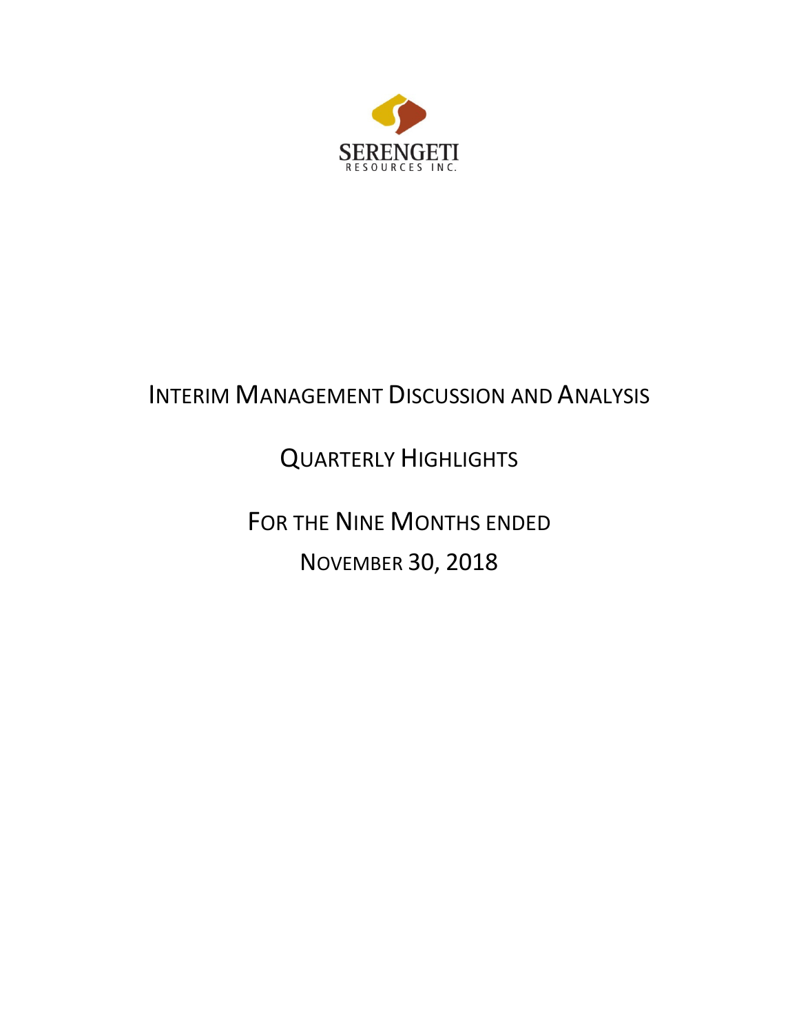SERENGETI RESOURCES INC.

# INTERIM MANAGEMENT DISCUSSION AND ANALYSIS

## QUARTERLY HIGHLIGHTS

## FOR THE NINE MONTHS ENDED NOVEMBER 30, 2018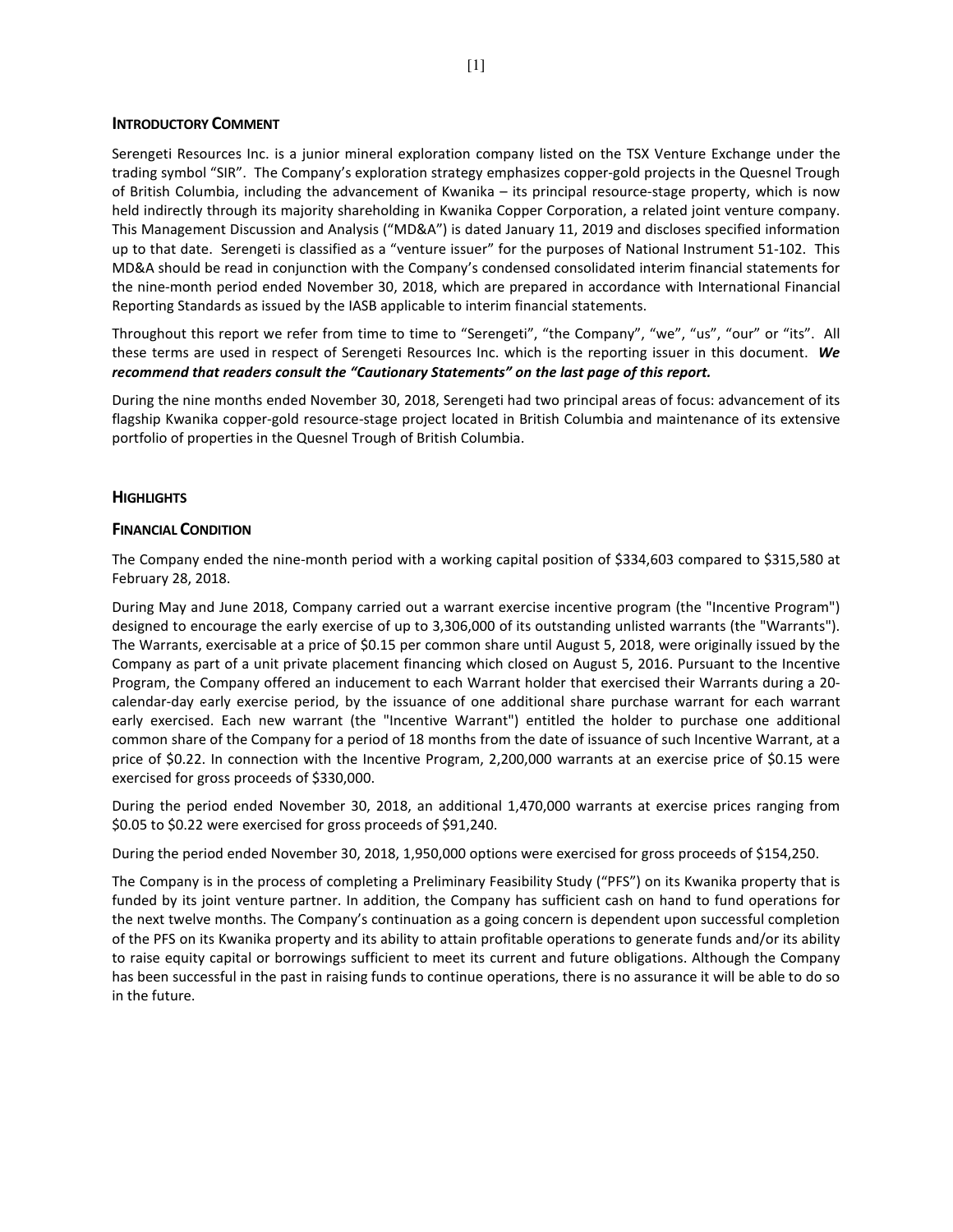## INTRODUCTORY COMMENT

Serengeti Resources Inc. is a junior mineral exploration company listed on the TSX Venture Exchange under the trading symbol "SIR". The Company's exploration strategy emphasizes copper-gold projects in the Quesnel Trough of British Columbia, including the advancement of Kwanika – its principal resource-stage property, which is now held indirectly through its majority shareholding in Kwanika Copper Corporation, a related joint venture company. This Management Discussion and Analysis ("MD&A") is dated January 11, 2019 and discloses specified information up to that date. Serengeti is classified as a "venture issuer" for the purposes of National Instrument 51-102. This MD&A should be read in conjunction with the Company's condensed consolidated interim financial statements for the nine-month period ended November 30, 2018, which are prepared in accordance with International Financial Reporting Standards as issued by the IASB applicable to interim financial statements.

Throughout this report we refer from time to time to "Serengeti", "the Company", "we", "us", "our" or "its". All these terms are used in respect of Serengeti Resources Inc. which is the reporting issuer in this document. ***We recommend that readers consult the "Cautionary Statements" on the last page of this report.***

During the nine months ended November 30, 2018, Serengeti had two principal areas of focus: advancement of its flagship Kwanika copper-gold resource-stage project located in British Columbia and maintenance of its extensive portfolio of properties in the Quesnel Trough of British Columbia.

## HIGHLIGHTS

### FINANCIAL CONDITION

The Company ended the nine-month period with a working capital position of $334,603 compared to $315,580 at February 28, 2018.

During May and June 2018, Company carried out a warrant exercise incentive program (the "Incentive Program") designed to encourage the early exercise of up to 3,306,000 of its outstanding unlisted warrants (the "Warrants"). The Warrants, exercisable at a price of $0.15 per common share until August 5, 2018, were originally issued by the Company as part of a unit private placement financing which closed on August 5, 2016. Pursuant to the Incentive Program, the Company offered an inducement to each Warrant holder that exercised their Warrants during a 20-calendar-day early exercise period, by the issuance of one additional share purchase warrant for each warrant early exercised. Each new warrant (the "Incentive Warrant") entitled the holder to purchase one additional common share of the Company for a period of 18 months from the date of issuance of such Incentive Warrant, at a price of $0.22. In connection with the Incentive Program, 2,200,000 warrants at an exercise price of $0.15 were exercised for gross proceeds of $330,000.

During the period ended November 30, 2018, an additional 1,470,000 warrants at exercise prices ranging from $0.05 to $0.22 were exercised for gross proceeds of $91,240.

During the period ended November 30, 2018, 1,950,000 options were exercised for gross proceeds of $154,250.

The Company is in the process of completing a Preliminary Feasibility Study ("PFS") on its Kwanika property that is funded by its joint venture partner. In addition, the Company has sufficient cash on hand to fund operations for the next twelve months. The Company's continuation as a going concern is dependent upon successful completion of the PFS on its Kwanika property and its ability to attain profitable operations to generate funds and/or its ability to raise equity capital or borrowings sufficient to meet its current and future obligations. Although the Company has been successful in the past in raising funds to continue operations, there is no assurance it will be able to do so in the future.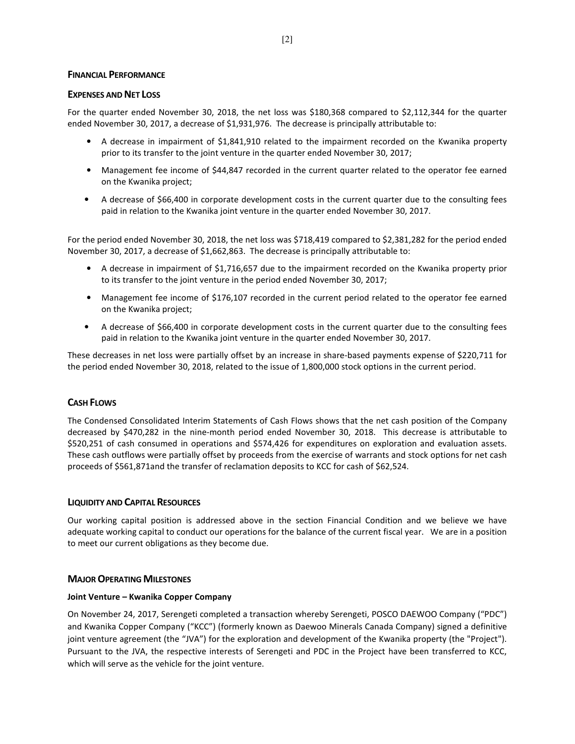## Financial Performance

### Expenses and Net Loss

For the quarter ended November 30, 2018, the net loss was $180,368 compared to $2,112,344 for the quarter ended November 30, 2017, a decrease of $1,931,976. The decrease is principally attributable to:

- A decrease in impairment of $1,841,910 related to the impairment recorded on the Kwanika property prior to its transfer to the joint venture in the quarter ended November 30, 2017;
- Management fee income of $44,847 recorded in the current quarter related to the operator fee earned on the Kwanika project;
- A decrease of $66,400 in corporate development costs in the current quarter due to the consulting fees paid in relation to the Kwanika joint venture in the quarter ended November 30, 2017.

For the period ended November 30, 2018, the net loss was $718,419 compared to $2,381,282 for the period ended November 30, 2017, a decrease of $1,662,863. The decrease is principally attributable to:

- A decrease in impairment of $1,716,657 due to the impairment recorded on the Kwanika property prior to its transfer to the joint venture in the period ended November 30, 2017;
- Management fee income of $176,107 recorded in the current period related to the operator fee earned on the Kwanika project;
- A decrease of $66,400 in corporate development costs in the current quarter due to the consulting fees paid in relation to the Kwanika joint venture in the quarter ended November 30, 2017.

These decreases in net loss were partially offset by an increase in share-based payments expense of $220,711 for the period ended November 30, 2018, related to the issue of 1,800,000 stock options in the current period.

## Cash Flows

The Condensed Consolidated Interim Statements of Cash Flows shows that the net cash position of the Company decreased by $470,282 in the nine-month period ended November 30, 2018. This decrease is attributable to $520,251 of cash consumed in operations and $574,426 for expenditures on exploration and evaluation assets. These cash outflows were partially offset by proceeds from the exercise of warrants and stock options for net cash proceeds of $561,871and the transfer of reclamation deposits to KCC for cash of $62,524.

## Liquidity and Capital Resources

Our working capital position is addressed above in the section Financial Condition and we believe we have adequate working capital to conduct our operations for the balance of the current fiscal year. We are in a position to meet our current obligations as they become due.

## Major Operating Milestones

### Joint Venture – Kwanika Copper Company

On November 24, 2017, Serengeti completed a transaction whereby Serengeti, POSCO DAEWOO Company ("PDC") and Kwanika Copper Company ("KCC") (formerly known as Daewoo Minerals Canada Company) signed a definitive joint venture agreement (the "JVA") for the exploration and development of the Kwanika property (the "Project"). Pursuant to the JVA, the respective interests of Serengeti and PDC in the Project have been transferred to KCC, which will serve as the vehicle for the joint venture.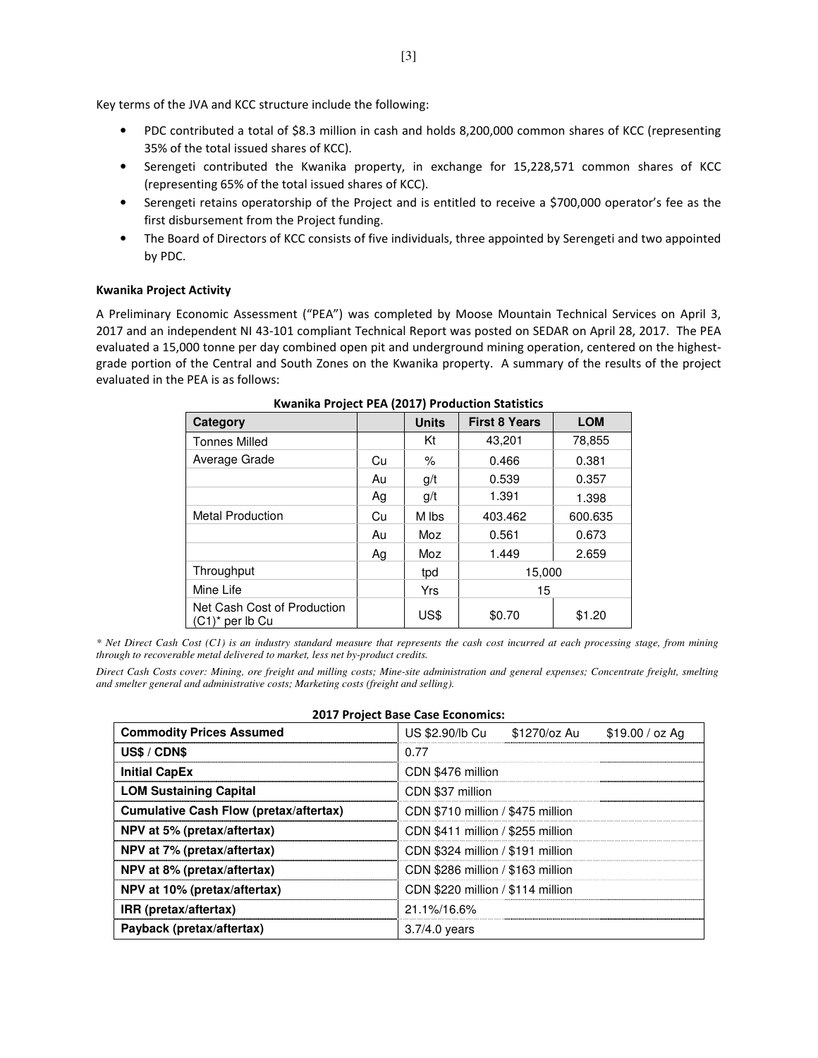Key terms of the JVA and KCC structure include the following:

- PDC contributed a total of $8.3 million in cash and holds 8,200,000 common shares of KCC (representing 35% of the total issued shares of KCC).
- Serengeti contributed the Kwanika property, in exchange for 15,228,571 common shares of KCC (representing 65% of the total issued shares of KCC).
- Serengeti retains operatorship of the Project and is entitled to receive a $700,000 operator's fee as the first disbursement from the Project funding.
- The Board of Directors of KCC consists of five individuals, three appointed by Serengeti and two appointed by PDC.

**Kwanika Project Activity**

A Preliminary Economic Assessment ("PEA") was completed by Moose Mountain Technical Services on April 3, 2017 and an independent NI 43-101 compliant Technical Report was posted on SEDAR on April 28, 2017. The PEA evaluated a 15,000 tonne per day combined open pit and underground mining operation, centered on the highest-grade portion of the Central and South Zones on the Kwanika property. A summary of the results of the project evaluated in the PEA is as follows:

**Kwanika Project PEA (2017) Production Statistics**

| Category | | Units | First 8 Years | LOM |
|---|---|---|---|---|
| Tonnes Milled | | Kt | 43,201 | 78,855 |
| Average Grade | Cu | % | 0.466 | 0.381 |
| | Au | g/t | 0.539 | 0.357 |
| | Ag | g/t | 1.391 | 1.398 |
| Metal Production | Cu | M lbs | 403.462 | 600.635 |
| | Au | Moz | 0.561 | 0.673 |
| | Ag | Moz | 1.449 | 2.659 |
| Throughput | | tpd | 15,000 | |
| Mine Life | | Yrs | 15 | |
| Net Cash Cost of Production (C1)* per lb Cu | | US$ | $0.70 | $1.20 |

*\* Net Direct Cash Cost (C1) is an industry standard measure that represents the cash cost incurred at each processing stage, from mining through to recoverable metal delivered to market, less net by-product credits.*

*Direct Cash Costs cover: Mining, ore freight and milling costs; Mine-site administration and general expenses; Concentrate freight, smelting and smelter general and administrative costs; Marketing costs (freight and selling).*

**2017 Project Base Case Economics:**

| | | | |
|---|---|---|---|
| **Commodity Prices Assumed** | US $2.90/lb Cu | $1270/oz Au | $19.00 / oz Ag |
| **US$ / CDN$** | 0.77 | | |
| **Initial CapEx** | CDN $476 million | | |
| **LOM Sustaining Capital** | CDN $37 million | | |
| **Cumulative Cash Flow (pretax/aftertax)** | CDN $710 million / $475 million | | |
| **NPV at 5% (pretax/aftertax)** | CDN $411 million / $255 million | | |
| **NPV at 7% (pretax/aftertax)** | CDN $324 million / $191 million | | |
| **NPV at 8% (pretax/aftertax)** | CDN $286 million / $163 million | | |
| **NPV at 10% (pretax/aftertax)** | CDN $220 million / $114 million | | |
| **IRR (pretax/aftertax)** | 21.1%/16.6% | | |
| **Payback (pretax/aftertax)** | 3.7/4.0 years | | |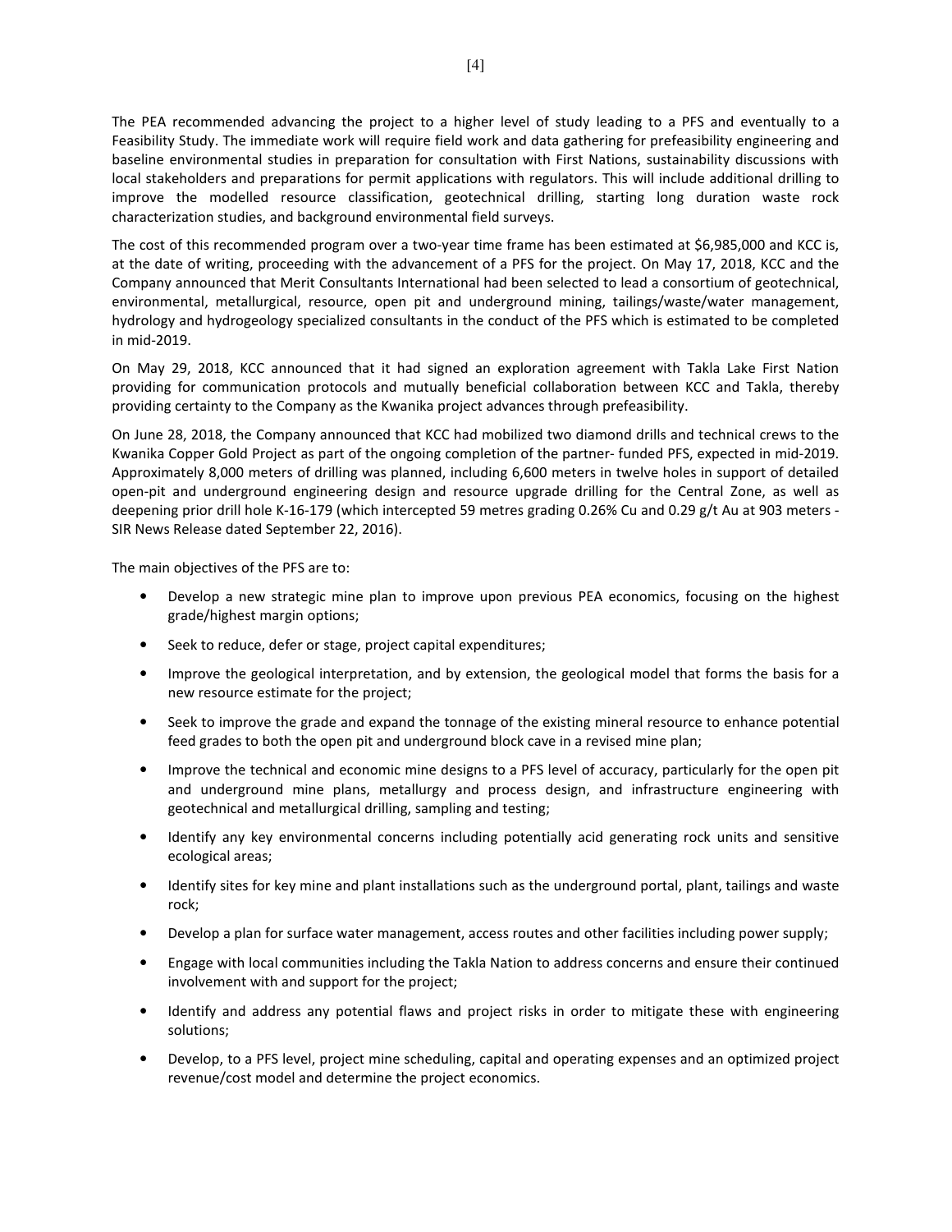The PEA recommended advancing the project to a higher level of study leading to a PFS and eventually to a Feasibility Study. The immediate work will require field work and data gathering for prefeasibility engineering and baseline environmental studies in preparation for consultation with First Nations, sustainability discussions with local stakeholders and preparations for permit applications with regulators. This will include additional drilling to improve the modelled resource classification, geotechnical drilling, starting long duration waste rock characterization studies, and background environmental field surveys.

The cost of this recommended program over a two-year time frame has been estimated at $6,985,000 and KCC is, at the date of writing, proceeding with the advancement of a PFS for the project. On May 17, 2018, KCC and the Company announced that Merit Consultants International had been selected to lead a consortium of geotechnical, environmental, metallurgical, resource, open pit and underground mining, tailings/waste/water management, hydrology and hydrogeology specialized consultants in the conduct of the PFS which is estimated to be completed in mid-2019.

On May 29, 2018, KCC announced that it had signed an exploration agreement with Takla Lake First Nation providing for communication protocols and mutually beneficial collaboration between KCC and Takla, thereby providing certainty to the Company as the Kwanika project advances through prefeasibility.

On June 28, 2018, the Company announced that KCC had mobilized two diamond drills and technical crews to the Kwanika Copper Gold Project as part of the ongoing completion of the partner- funded PFS, expected in mid-2019. Approximately 8,000 meters of drilling was planned, including 6,600 meters in twelve holes in support of detailed open-pit and underground engineering design and resource upgrade drilling for the Central Zone, as well as deepening prior drill hole K-16-179 (which intercepted 59 metres grading 0.26% Cu and 0.29 g/t Au at 903 meters - SIR News Release dated September 22, 2016).

The main objectives of the PFS are to:

- Develop a new strategic mine plan to improve upon previous PEA economics, focusing on the highest grade/highest margin options;
- Seek to reduce, defer or stage, project capital expenditures;
- Improve the geological interpretation, and by extension, the geological model that forms the basis for a new resource estimate for the project;
- Seek to improve the grade and expand the tonnage of the existing mineral resource to enhance potential feed grades to both the open pit and underground block cave in a revised mine plan;
- Improve the technical and economic mine designs to a PFS level of accuracy, particularly for the open pit and underground mine plans, metallurgy and process design, and infrastructure engineering with geotechnical and metallurgical drilling, sampling and testing;
- Identify any key environmental concerns including potentially acid generating rock units and sensitive ecological areas;
- Identify sites for key mine and plant installations such as the underground portal, plant, tailings and waste rock;
- Develop a plan for surface water management, access routes and other facilities including power supply;
- Engage with local communities including the Takla Nation to address concerns and ensure their continued involvement with and support for the project;
- Identify and address any potential flaws and project risks in order to mitigate these with engineering solutions;
- Develop, to a PFS level, project mine scheduling, capital and operating expenses and an optimized project revenue/cost model and determine the project economics.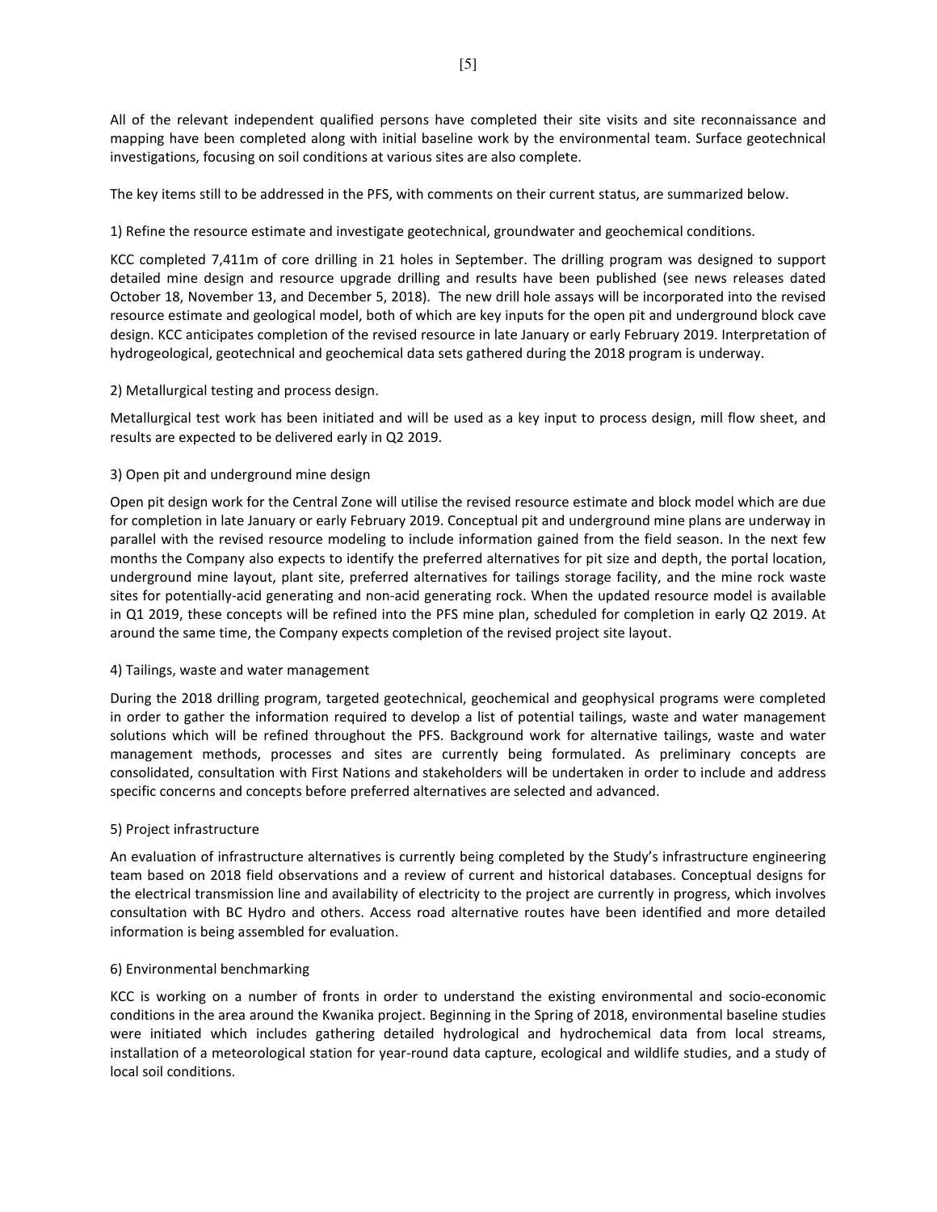All of the relevant independent qualified persons have completed their site visits and site reconnaissance and mapping have been completed along with initial baseline work by the environmental team. Surface geotechnical investigations, focusing on soil conditions at various sites are also complete.

The key items still to be addressed in the PFS, with comments on their current status, are summarized below.

1) Refine the resource estimate and investigate geotechnical, groundwater and geochemical conditions.

KCC completed 7,411m of core drilling in 21 holes in September. The drilling program was designed to support detailed mine design and resource upgrade drilling and results have been published (see news releases dated October 18, November 13, and December 5, 2018). The new drill hole assays will be incorporated into the revised resource estimate and geological model, both of which are key inputs for the open pit and underground block cave design. KCC anticipates completion of the revised resource in late January or early February 2019. Interpretation of hydrogeological, geotechnical and geochemical data sets gathered during the 2018 program is underway.

2) Metallurgical testing and process design.

Metallurgical test work has been initiated and will be used as a key input to process design, mill flow sheet, and results are expected to be delivered early in Q2 2019.

3) Open pit and underground mine design

Open pit design work for the Central Zone will utilise the revised resource estimate and block model which are due for completion in late January or early February 2019. Conceptual pit and underground mine plans are underway in parallel with the revised resource modeling to include information gained from the field season. In the next few months the Company also expects to identify the preferred alternatives for pit size and depth, the portal location, underground mine layout, plant site, preferred alternatives for tailings storage facility, and the mine rock waste sites for potentially-acid generating and non-acid generating rock. When the updated resource model is available in Q1 2019, these concepts will be refined into the PFS mine plan, scheduled for completion in early Q2 2019. At around the same time, the Company expects completion of the revised project site layout.

4) Tailings, waste and water management

During the 2018 drilling program, targeted geotechnical, geochemical and geophysical programs were completed in order to gather the information required to develop a list of potential tailings, waste and water management solutions which will be refined throughout the PFS. Background work for alternative tailings, waste and water management methods, processes and sites are currently being formulated. As preliminary concepts are consolidated, consultation with First Nations and stakeholders will be undertaken in order to include and address specific concerns and concepts before preferred alternatives are selected and advanced.

5) Project infrastructure

An evaluation of infrastructure alternatives is currently being completed by the Study's infrastructure engineering team based on 2018 field observations and a review of current and historical databases. Conceptual designs for the electrical transmission line and availability of electricity to the project are currently in progress, which involves consultation with BC Hydro and others. Access road alternative routes have been identified and more detailed information is being assembled for evaluation.

6) Environmental benchmarking

KCC is working on a number of fronts in order to understand the existing environmental and socio-economic conditions in the area around the Kwanika project. Beginning in the Spring of 2018, environmental baseline studies were initiated which includes gathering detailed hydrological and hydrochemical data from local streams, installation of a meteorological station for year-round data capture, ecological and wildlife studies, and a study of local soil conditions.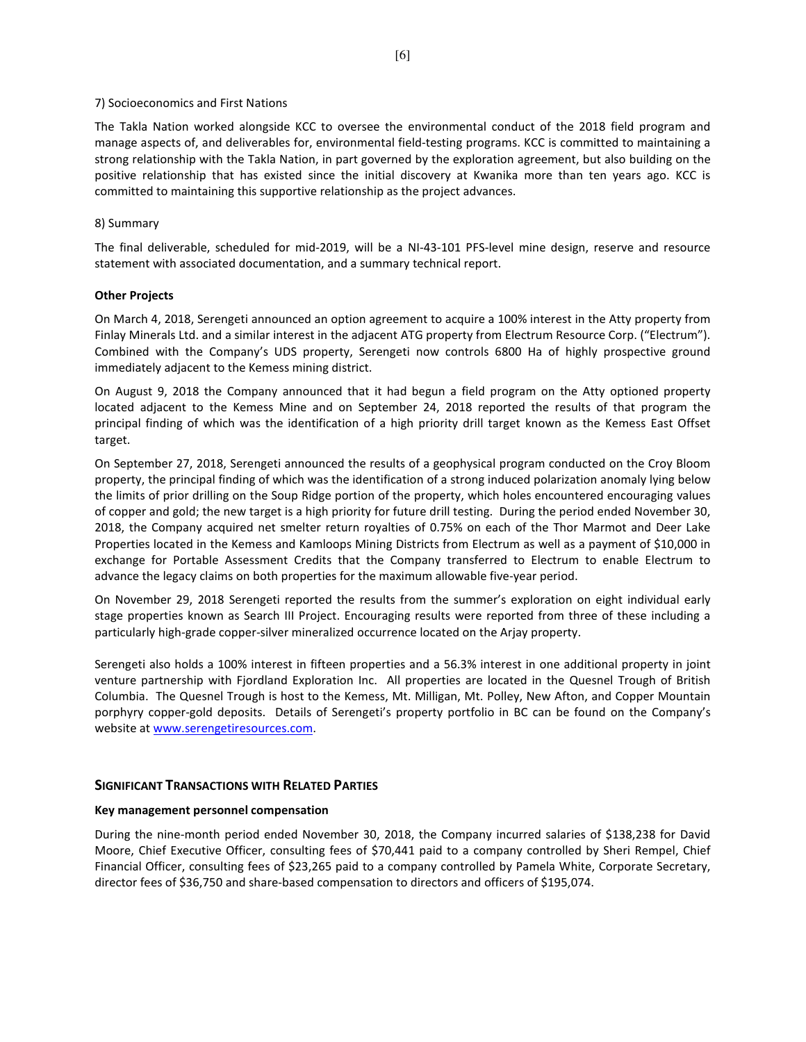7) Socioeconomics and First Nations

The Takla Nation worked alongside KCC to oversee the environmental conduct of the 2018 field program and manage aspects of, and deliverables for, environmental field-testing programs. KCC is committed to maintaining a strong relationship with the Takla Nation, in part governed by the exploration agreement, but also building on the positive relationship that has existed since the initial discovery at Kwanika more than ten years ago. KCC is committed to maintaining this supportive relationship as the project advances.

8) Summary

The final deliverable, scheduled for mid-2019, will be a NI-43-101 PFS-level mine design, reserve and resource statement with associated documentation, and a summary technical report.

**Other Projects**

On March 4, 2018, Serengeti announced an option agreement to acquire a 100% interest in the Atty property from Finlay Minerals Ltd. and a similar interest in the adjacent ATG property from Electrum Resource Corp. ("Electrum"). Combined with the Company's UDS property, Serengeti now controls 6800 Ha of highly prospective ground immediately adjacent to the Kemess mining district.

On August 9, 2018 the Company announced that it had begun a field program on the Atty optioned property located adjacent to the Kemess Mine and on September 24, 2018 reported the results of that program the principal finding of which was the identification of a high priority drill target known as the Kemess East Offset target.

On September 27, 2018, Serengeti announced the results of a geophysical program conducted on the Croy Bloom property, the principal finding of which was the identification of a strong induced polarization anomaly lying below the limits of prior drilling on the Soup Ridge portion of the property, which holes encountered encouraging values of copper and gold; the new target is a high priority for future drill testing. During the period ended November 30, 2018, the Company acquired net smelter return royalties of 0.75% on each of the Thor Marmot and Deer Lake Properties located in the Kemess and Kamloops Mining Districts from Electrum as well as a payment of $10,000 in exchange for Portable Assessment Credits that the Company transferred to Electrum to enable Electrum to advance the legacy claims on both properties for the maximum allowable five-year period.

On November 29, 2018 Serengeti reported the results from the summer's exploration on eight individual early stage properties known as Search III Project. Encouraging results were reported from three of these including a particularly high-grade copper-silver mineralized occurrence located on the Arjay property.

Serengeti also holds a 100% interest in fifteen properties and a 56.3% interest in one additional property in joint venture partnership with Fjordland Exploration Inc. All properties are located in the Quesnel Trough of British Columbia. The Quesnel Trough is host to the Kemess, Mt. Milligan, Mt. Polley, New Afton, and Copper Mountain porphyry copper-gold deposits. Details of Serengeti's property portfolio in BC can be found on the Company's website at www.serengetiresources.com.

## Significant Transactions with Related Parties

**Key management personnel compensation**

During the nine-month period ended November 30, 2018, the Company incurred salaries of $138,238 for David Moore, Chief Executive Officer, consulting fees of $70,441 paid to a company controlled by Sheri Rempel, Chief Financial Officer, consulting fees of $23,265 paid to a company controlled by Pamela White, Corporate Secretary, director fees of $36,750 and share-based compensation to directors and officers of $195,074.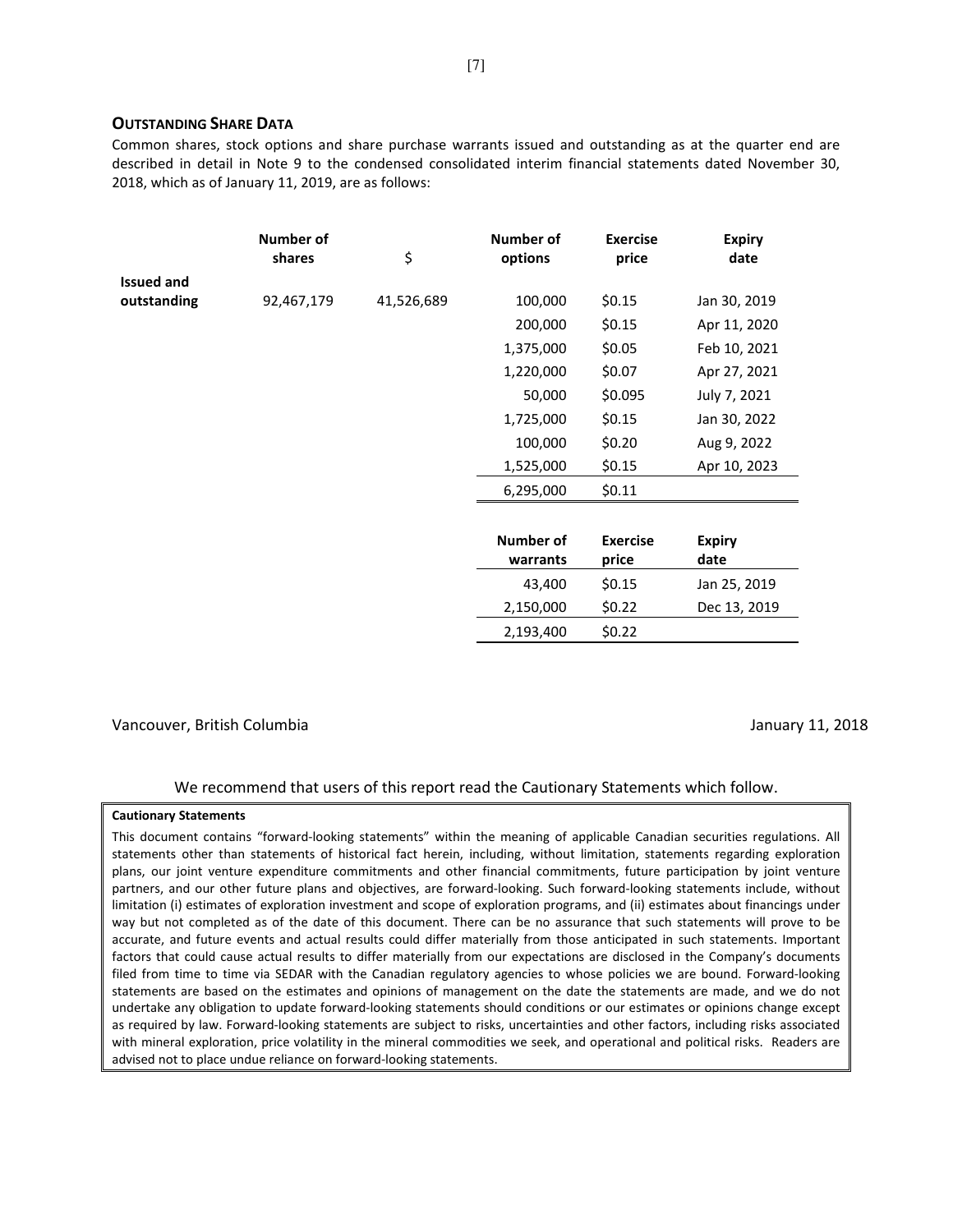## OUTSTANDING SHARE DATA

Common shares, stock options and share purchase warrants issued and outstanding as at the quarter end are described in detail in Note 9 to the condensed consolidated interim financial statements dated November 30, 2018, which as of January 11, 2019, are as follows:

| | Number of shares | $ | Number of options | Exercise price | Expiry date |
|---|---|---|---|---|---|
| **Issued and outstanding** | 92,467,179 | 41,526,689 | 100,000 | $0.15 | Jan 30, 2019 |
| | | | 200,000 | $0.15 | Apr 11, 2020 |
| | | | 1,375,000 | $0.05 | Feb 10, 2021 |
| | | | 1,220,000 | $0.07 | Apr 27, 2021 |
| | | | 50,000 | $0.095 | July 7, 2021 |
| | | | 1,725,000 | $0.15 | Jan 30, 2022 |
| | | | 100,000 | $0.20 | Aug 9, 2022 |
| | | | 1,525,000 | $0.15 | Apr 10, 2023 |
| | | | 6,295,000 | $0.11 | |

| Number of warrants | Exercise price | Expiry date |
|---|---|---|
| 43,400 | $0.15 | Jan 25, 2019 |
| 2,150,000 | $0.22 | Dec 13, 2019 |
| 2,193,400 | $0.22 | |

Vancouver, British Columbia

January 11, 2018

We recommend that users of this report read the Cautionary Statements which follow.

**Cautionary Statements**

This document contains "forward-looking statements" within the meaning of applicable Canadian securities regulations. All statements other than statements of historical fact herein, including, without limitation, statements regarding exploration plans, our joint venture expenditure commitments and other financial commitments, future participation by joint venture partners, and our other future plans and objectives, are forward-looking. Such forward-looking statements include, without limitation (i) estimates of exploration investment and scope of exploration programs, and (ii) estimates about financings under way but not completed as of the date of this document. There can be no assurance that such statements will prove to be accurate, and future events and actual results could differ materially from those anticipated in such statements. Important factors that could cause actual results to differ materially from our expectations are disclosed in the Company's documents filed from time to time via SEDAR with the Canadian regulatory agencies to whose policies we are bound. Forward-looking statements are based on the estimates and opinions of management on the date the statements are made, and we do not undertake any obligation to update forward-looking statements should conditions or our estimates or opinions change except as required by law. Forward-looking statements are subject to risks, uncertainties and other factors, including risks associated with mineral exploration, price volatility in the mineral commodities we seek, and operational and political risks. Readers are advised not to place undue reliance on forward-looking statements.